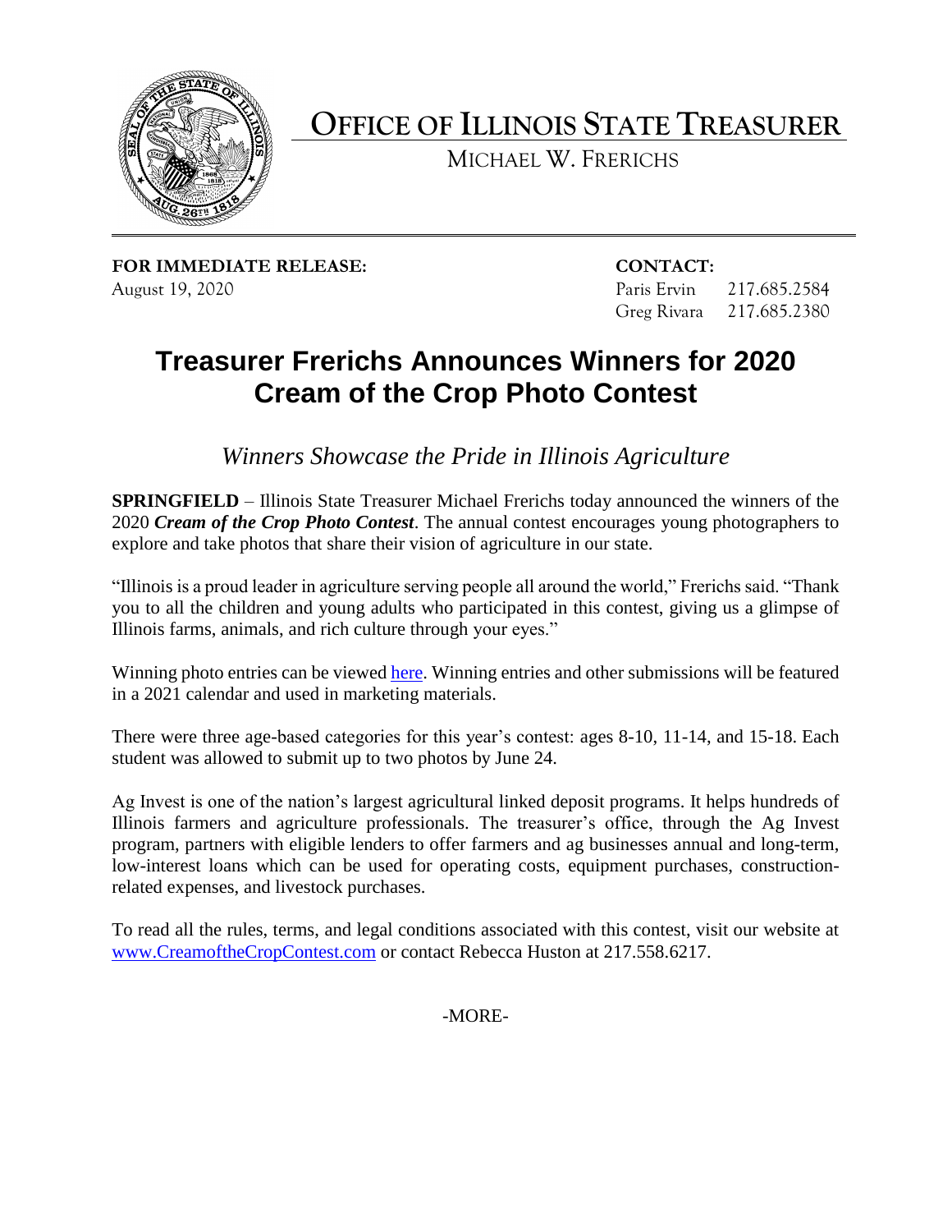# OFFICE OF ILLINOIS STATE TREASURER

MICHAEL W. FRERICHS

**FOR IMMEDIATE RELEASE:**
August 19, 2020

**CONTACT:**
Paris Ervin 217.685.2584
Greg Rivara 217.685.2380

# Treasurer Frerichs Announces Winners for 2020 Cream of the Crop Photo Contest

## *Winners Showcase the Pride in Illinois Agriculture*

**SPRINGFIELD** – Illinois State Treasurer Michael Frerichs today announced the winners of the 2020 ***Cream of the Crop Photo Contest***. The annual contest encourages young photographers to explore and take photos that share their vision of agriculture in our state.

"Illinois is a proud leader in agriculture serving people all around the world," Frerichs said. "Thank you to all the children and young adults who participated in this contest, giving us a glimpse of Illinois farms, animals, and rich culture through your eyes."

Winning photo entries can be viewed here. Winning entries and other submissions will be featured in a 2021 calendar and used in marketing materials.

There were three age-based categories for this year's contest: ages 8-10, 11-14, and 15-18. Each student was allowed to submit up to two photos by June 24.

Ag Invest is one of the nation's largest agricultural linked deposit programs. It helps hundreds of Illinois farmers and agriculture professionals. The treasurer's office, through the Ag Invest program, partners with eligible lenders to offer farmers and ag businesses annual and long-term, low-interest loans which can be used for operating costs, equipment purchases, construction-related expenses, and livestock purchases.

To read all the rules, terms, and legal conditions associated with this contest, visit our website at www.CreamoftheCropContest.com or contact Rebecca Huston at 217.558.6217.

-MORE-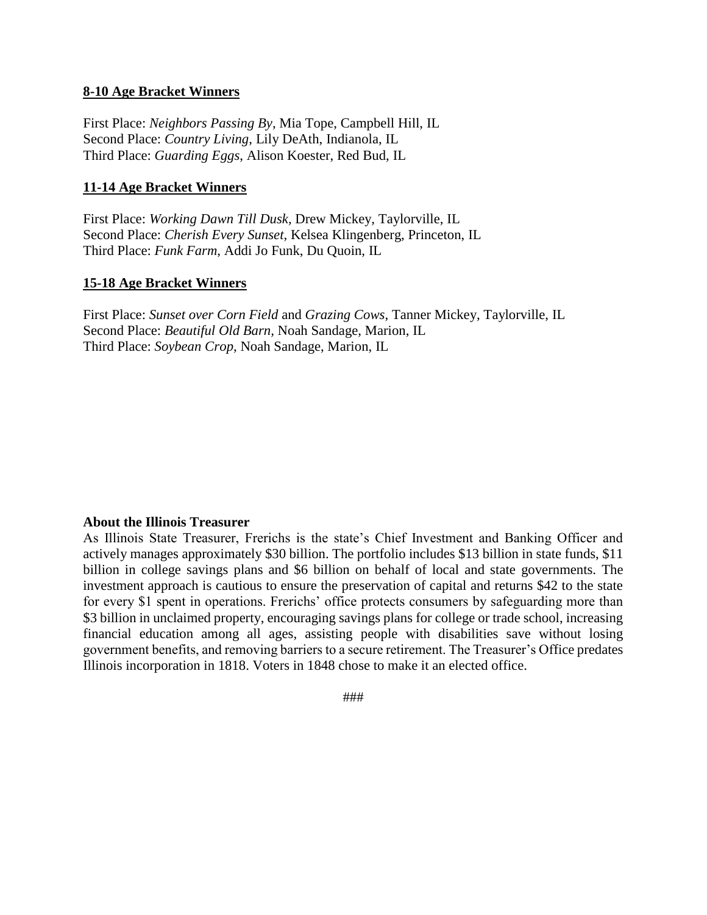**8-10 Age Bracket Winners**

First Place: *Neighbors Passing By*, Mia Tope, Campbell Hill, IL
Second Place: *Country Living*, Lily DeAth, Indianola, IL
Third Place: *Guarding Eggs*, Alison Koester, Red Bud, IL

**11-14 Age Bracket Winners**

First Place: *Working Dawn Till Dusk*, Drew Mickey, Taylorville, IL
Second Place: *Cherish Every Sunset*, Kelsea Klingenberg, Princeton, IL
Third Place: *Funk Farm*, Addi Jo Funk, Du Quoin, IL

**15-18 Age Bracket Winners**

First Place: *Sunset over Corn Field* and *Grazing Cows*, Tanner Mickey, Taylorville, IL
Second Place: *Beautiful Old Barn*, Noah Sandage, Marion, IL
Third Place: *Soybean Crop*, Noah Sandage, Marion, IL

**About the Illinois Treasurer**

As Illinois State Treasurer, Frerichs is the state's Chief Investment and Banking Officer and actively manages approximately $30 billion. The portfolio includes $13 billion in state funds, $11 billion in college savings plans and $6 billion on behalf of local and state governments. The investment approach is cautious to ensure the preservation of capital and returns $42 to the state for every $1 spent in operations. Frerichs' office protects consumers by safeguarding more than $3 billion in unclaimed property, encouraging savings plans for college or trade school, increasing financial education among all ages, assisting people with disabilities save without losing government benefits, and removing barriers to a secure retirement. The Treasurer's Office predates Illinois incorporation in 1818. Voters in 1848 chose to make it an elected office.

###